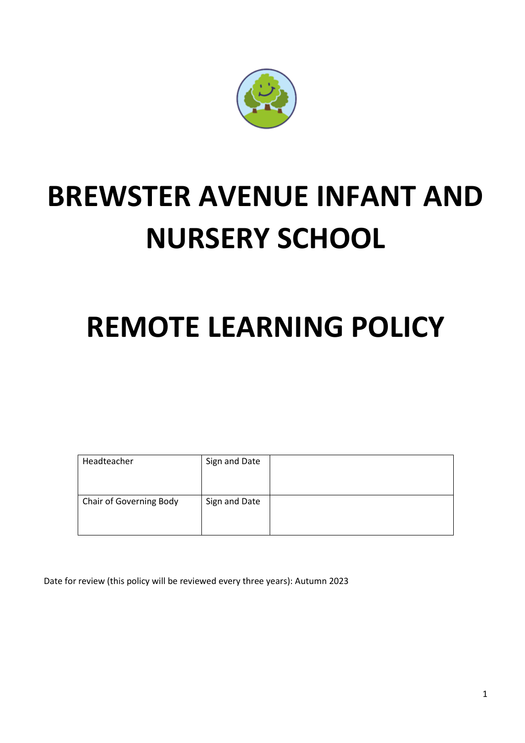# BREWSTER AVENUE INFANT AND NURSERY SCHOOL

# REMOTE LEARNING POLICY

| Headteacher | Sign and Date | |
| --- | --- | --- |
| Chair of Governing Body | Sign and Date | |

Date for review (this policy will be reviewed every three years): Autumn 2023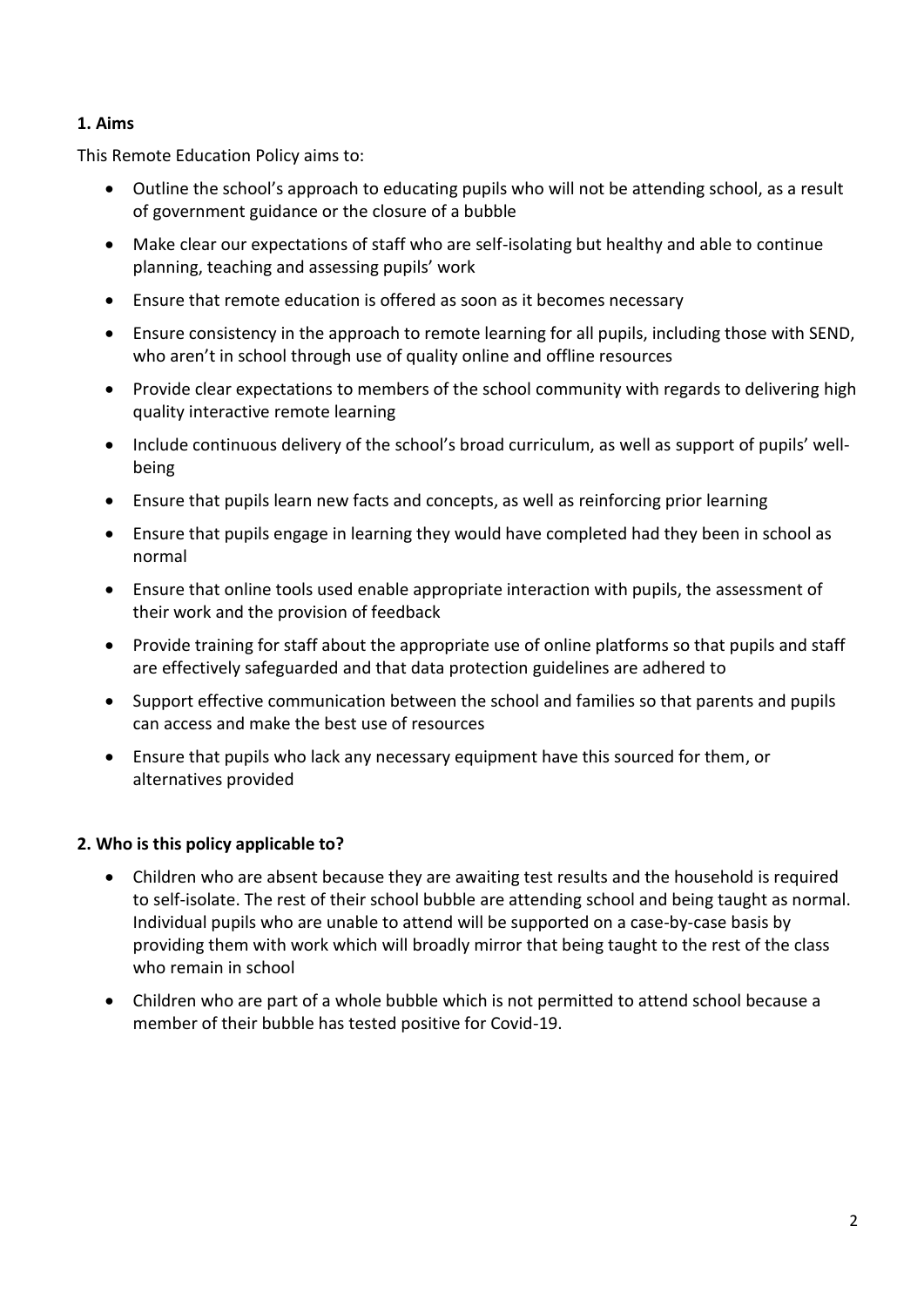### 1. Aims

This Remote Education Policy aims to:

- Outline the school's approach to educating pupils who will not be attending school, as a result of government guidance or the closure of a bubble
- Make clear our expectations of staff who are self-isolating but healthy and able to continue planning, teaching and assessing pupils' work
- Ensure that remote education is offered as soon as it becomes necessary
- Ensure consistency in the approach to remote learning for all pupils, including those with SEND, who aren't in school through use of quality online and offline resources
- Provide clear expectations to members of the school community with regards to delivering high quality interactive remote learning
- Include continuous delivery of the school's broad curriculum, as well as support of pupils' well-being
- Ensure that pupils learn new facts and concepts, as well as reinforcing prior learning
- Ensure that pupils engage in learning they would have completed had they been in school as normal
- Ensure that online tools used enable appropriate interaction with pupils, the assessment of their work and the provision of feedback
- Provide training for staff about the appropriate use of online platforms so that pupils and staff are effectively safeguarded and that data protection guidelines are adhered to
- Support effective communication between the school and families so that parents and pupils can access and make the best use of resources
- Ensure that pupils who lack any necessary equipment have this sourced for them, or alternatives provided

### 2. Who is this policy applicable to?

- Children who are absent because they are awaiting test results and the household is required to self-isolate. The rest of their school bubble are attending school and being taught as normal. Individual pupils who are unable to attend will be supported on a case-by-case basis by providing them with work which will broadly mirror that being taught to the rest of the class who remain in school
- Children who are part of a whole bubble which is not permitted to attend school because a member of their bubble has tested positive for Covid-19.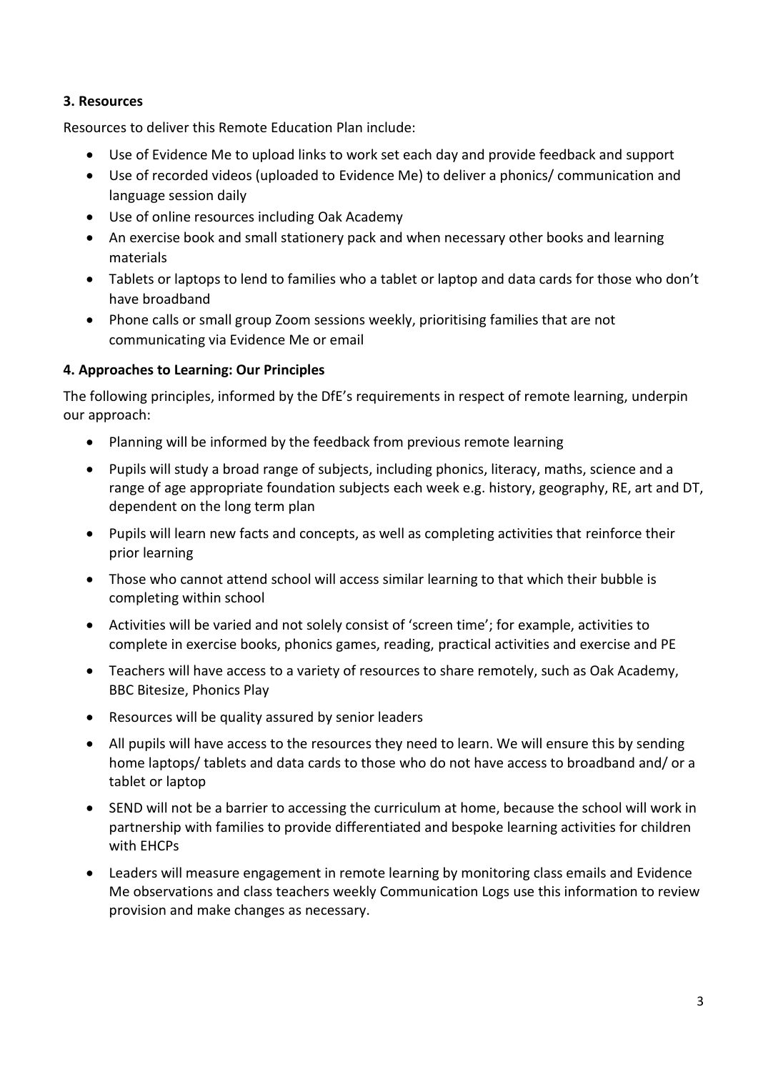### 3. Resources

Resources to deliver this Remote Education Plan include:

- Use of Evidence Me to upload links to work set each day and provide feedback and support
- Use of recorded videos (uploaded to Evidence Me) to deliver a phonics/ communication and language session daily
- Use of online resources including Oak Academy
- An exercise book and small stationery pack and when necessary other books and learning materials
- Tablets or laptops to lend to families who a tablet or laptop and data cards for those who don't have broadband
- Phone calls or small group Zoom sessions weekly, prioritising families that are not communicating via Evidence Me or email

### 4. Approaches to Learning: Our Principles

The following principles, informed by the DfE's requirements in respect of remote learning, underpin our approach:

- Planning will be informed by the feedback from previous remote learning
- Pupils will study a broad range of subjects, including phonics, literacy, maths, science and a range of age appropriate foundation subjects each week e.g. history, geography, RE, art and DT, dependent on the long term plan
- Pupils will learn new facts and concepts, as well as completing activities that reinforce their prior learning
- Those who cannot attend school will access similar learning to that which their bubble is completing within school
- Activities will be varied and not solely consist of 'screen time'; for example, activities to complete in exercise books, phonics games, reading, practical activities and exercise and PE
- Teachers will have access to a variety of resources to share remotely, such as Oak Academy, BBC Bitesize, Phonics Play
- Resources will be quality assured by senior leaders
- All pupils will have access to the resources they need to learn. We will ensure this by sending home laptops/ tablets and data cards to those who do not have access to broadband and/ or a tablet or laptop
- SEND will not be a barrier to accessing the curriculum at home, because the school will work in partnership with families to provide differentiated and bespoke learning activities for children with EHCPs
- Leaders will measure engagement in remote learning by monitoring class emails and Evidence Me observations and class teachers weekly Communication Logs use this information to review provision and make changes as necessary.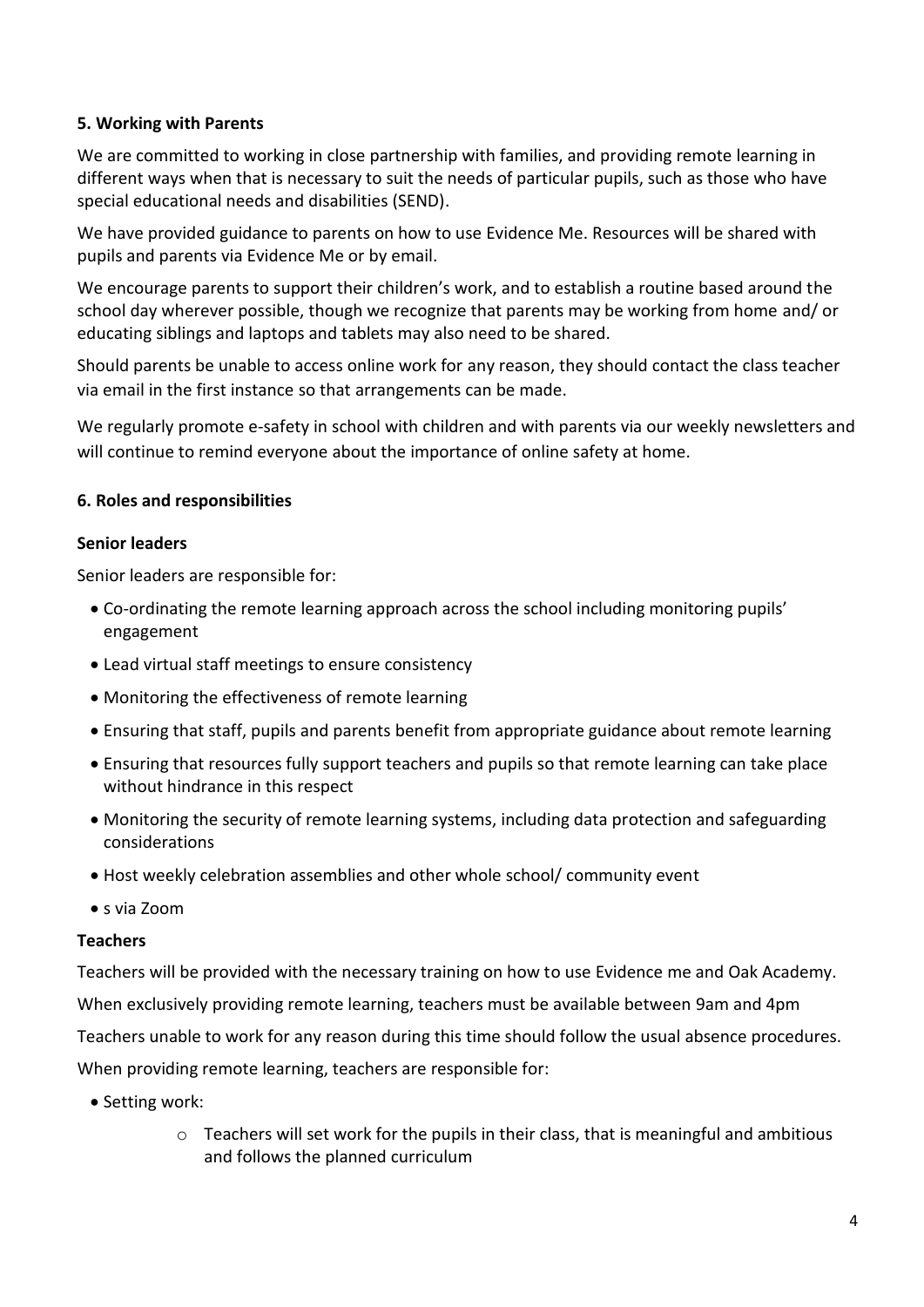**5. Working with Parents**

We are committed to working in close partnership with families, and providing remote learning in different ways when that is necessary to suit the needs of particular pupils, such as those who have special educational needs and disabilities (SEND).

We have provided guidance to parents on how to use Evidence Me. Resources will be shared with pupils and parents via Evidence Me or by email.

We encourage parents to support their children's work, and to establish a routine based around the school day wherever possible, though we recognize that parents may be working from home and/ or educating siblings and laptops and tablets may also need to be shared.

Should parents be unable to access online work for any reason, they should contact the class teacher via email in the first instance so that arrangements can be made.

We regularly promote e-safety in school with children and with parents via our weekly newsletters and will continue to remind everyone about the importance of online safety at home.

**6. Roles and responsibilities**

**Senior leaders**

Senior leaders are responsible for:

- Co-ordinating the remote learning approach across the school including monitoring pupils' engagement
- Lead virtual staff meetings to ensure consistency
- Monitoring the effectiveness of remote learning
- Ensuring that staff, pupils and parents benefit from appropriate guidance about remote learning
- Ensuring that resources fully support teachers and pupils so that remote learning can take place without hindrance in this respect
- Monitoring the security of remote learning systems, including data protection and safeguarding considerations
- Host weekly celebration assemblies and other whole school/ community event
- s via Zoom

**Teachers**

Teachers will be provided with the necessary training on how to use Evidence me and Oak Academy.

When exclusively providing remote learning, teachers must be available between 9am and 4pm

Teachers unable to work for any reason during this time should follow the usual absence procedures.

When providing remote learning, teachers are responsible for:

- Setting work:
    - Teachers will set work for the pupils in their class, that is meaningful and ambitious and follows the planned curriculum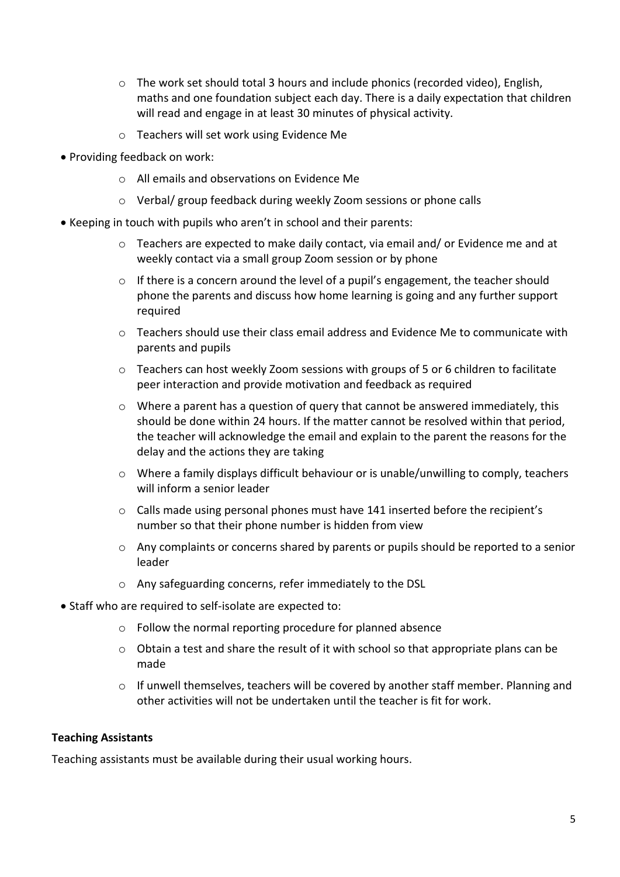- The work set should total 3 hours and include phonics (recorded video), English, maths and one foundation subject each day. There is a daily expectation that children will read and engage in at least 30 minutes of physical activity.
  - Teachers will set work using Evidence Me

- Providing feedback on work:
  - All emails and observations on Evidence Me
  - Verbal/ group feedback during weekly Zoom sessions or phone calls

- Keeping in touch with pupils who aren't in school and their parents:
  - Teachers are expected to make daily contact, via email and/ or Evidence me and at weekly contact via a small group Zoom session or by phone
  - If there is a concern around the level of a pupil's engagement, the teacher should phone the parents and discuss how home learning is going and any further support required
  - Teachers should use their class email address and Evidence Me to communicate with parents and pupils
  - Teachers can host weekly Zoom sessions with groups of 5 or 6 children to facilitate peer interaction and provide motivation and feedback as required
  - Where a parent has a question of query that cannot be answered immediately, this should be done within 24 hours. If the matter cannot be resolved within that period, the teacher will acknowledge the email and explain to the parent the reasons for the delay and the actions they are taking
  - Where a family displays difficult behaviour or is unable/unwilling to comply, teachers will inform a senior leader
  - Calls made using personal phones must have 141 inserted before the recipient's number so that their phone number is hidden from view
  - Any complaints or concerns shared by parents or pupils should be reported to a senior leader
  - Any safeguarding concerns, refer immediately to the DSL

- Staff who are required to self-isolate are expected to:
  - Follow the normal reporting procedure for planned absence
  - Obtain a test and share the result of it with school so that appropriate plans can be made
  - If unwell themselves, teachers will be covered by another staff member. Planning and other activities will not be undertaken until the teacher is fit for work.

**Teaching Assistants**

Teaching assistants must be available during their usual working hours.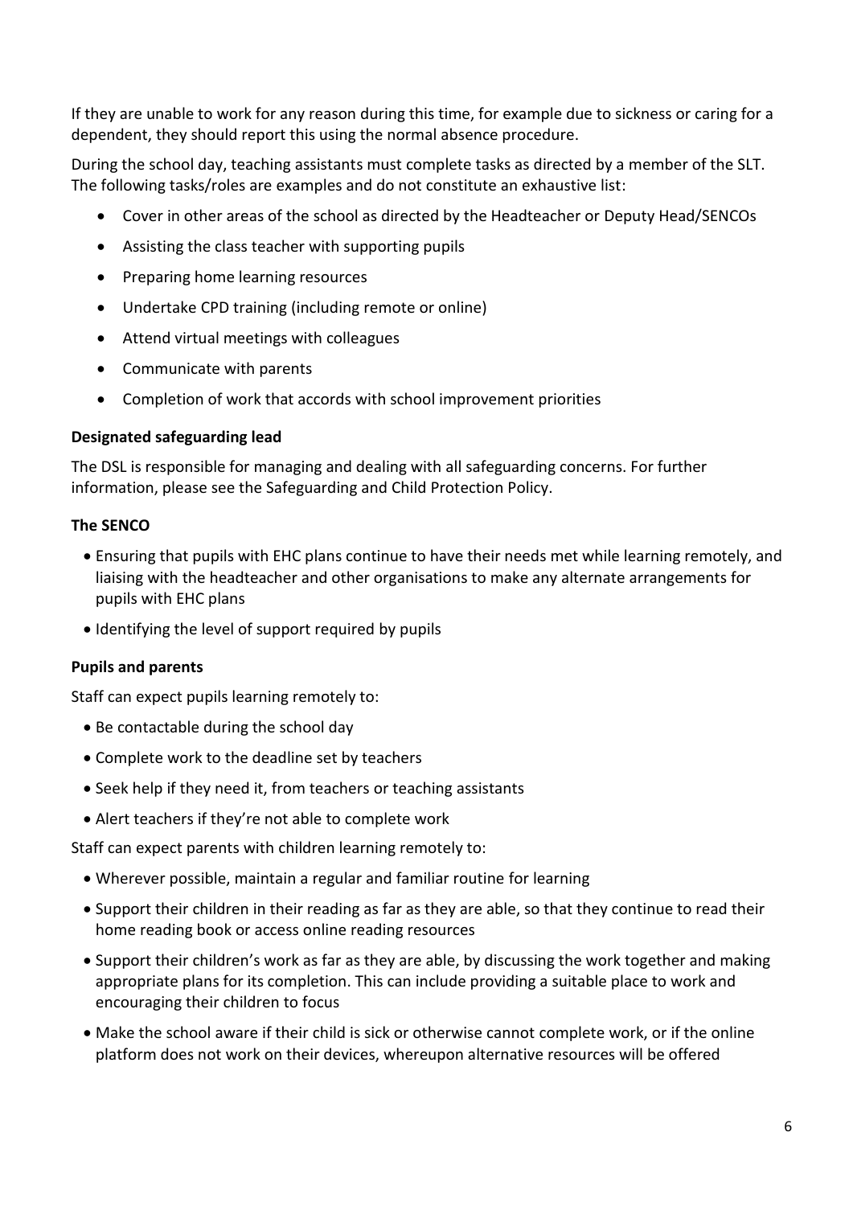If they are unable to work for any reason during this time, for example due to sickness or caring for a dependent, they should report this using the normal absence procedure.

During the school day, teaching assistants must complete tasks as directed by a member of the SLT. The following tasks/roles are examples and do not constitute an exhaustive list:

- Cover in other areas of the school as directed by the Headteacher or Deputy Head/SENCOs
- Assisting the class teacher with supporting pupils
- Preparing home learning resources
- Undertake CPD training (including remote or online)
- Attend virtual meetings with colleagues
- Communicate with parents
- Completion of work that accords with school improvement priorities

**Designated safeguarding lead**

The DSL is responsible for managing and dealing with all safeguarding concerns. For further information, please see the Safeguarding and Child Protection Policy.

**The SENCO**

- Ensuring that pupils with EHC plans continue to have their needs met while learning remotely, and liaising with the headteacher and other organisations to make any alternate arrangements for pupils with EHC plans
- Identifying the level of support required by pupils

**Pupils and parents**

Staff can expect pupils learning remotely to:

- Be contactable during the school day
- Complete work to the deadline set by teachers
- Seek help if they need it, from teachers or teaching assistants
- Alert teachers if they're not able to complete work

Staff can expect parents with children learning remotely to:

- Wherever possible, maintain a regular and familiar routine for learning
- Support their children in their reading as far as they are able, so that they continue to read their home reading book or access online reading resources
- Support their children's work as far as they are able, by discussing the work together and making appropriate plans for its completion. This can include providing a suitable place to work and encouraging their children to focus
- Make the school aware if their child is sick or otherwise cannot complete work, or if the online platform does not work on their devices, whereupon alternative resources will be offered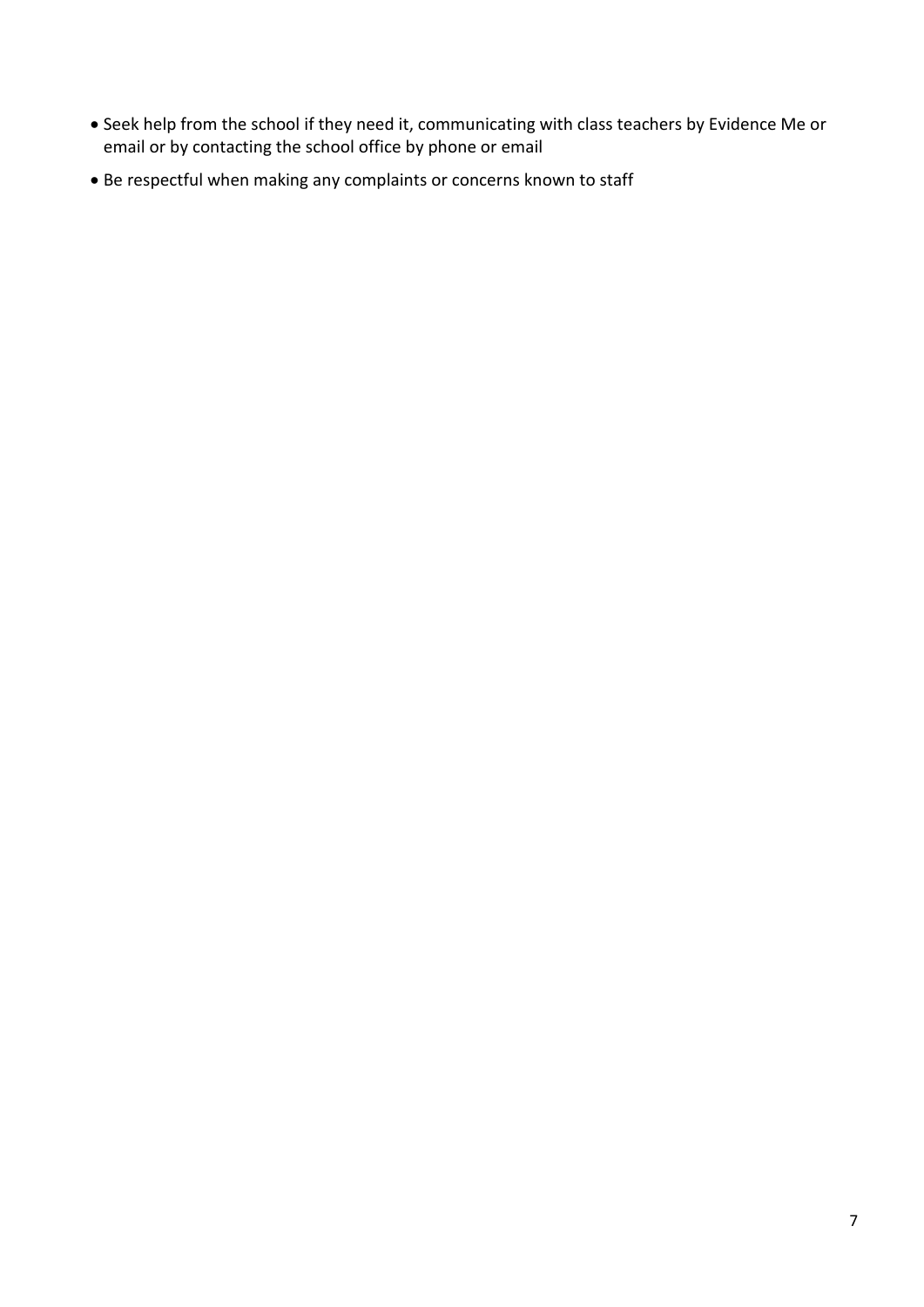- Seek help from the school if they need it, communicating with class teachers by Evidence Me or email or by contacting the school office by phone or email
- Be respectful when making any complaints or concerns known to staff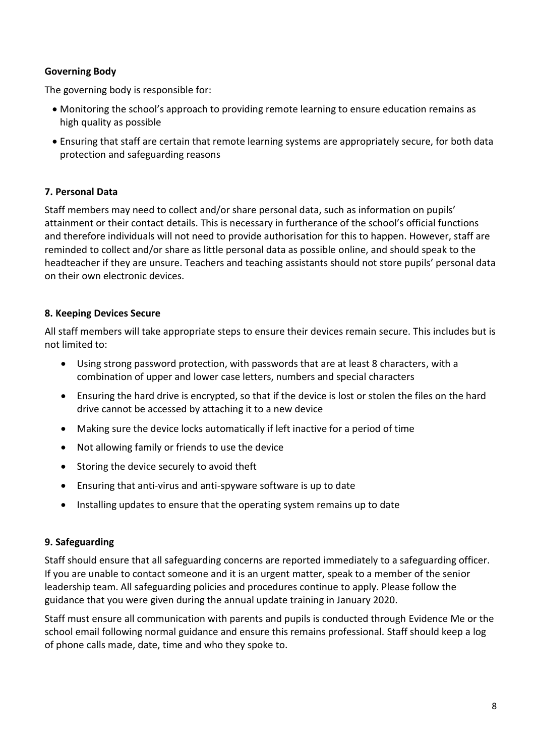### Governing Body

The governing body is responsible for:

- Monitoring the school's approach to providing remote learning to ensure education remains as high quality as possible
- Ensuring that staff are certain that remote learning systems are appropriately secure, for both data protection and safeguarding reasons

### 7. Personal Data

Staff members may need to collect and/or share personal data, such as information on pupils' attainment or their contact details. This is necessary in furtherance of the school's official functions and therefore individuals will not need to provide authorisation for this to happen. However, staff are reminded to collect and/or share as little personal data as possible online, and should speak to the headteacher if they are unsure. Teachers and teaching assistants should not store pupils' personal data on their own electronic devices.

### 8. Keeping Devices Secure

All staff members will take appropriate steps to ensure their devices remain secure. This includes but is not limited to:

- Using strong password protection, with passwords that are at least 8 characters, with a combination of upper and lower case letters, numbers and special characters
- Ensuring the hard drive is encrypted, so that if the device is lost or stolen the files on the hard drive cannot be accessed by attaching it to a new device
- Making sure the device locks automatically if left inactive for a period of time
- Not allowing family or friends to use the device
- Storing the device securely to avoid theft
- Ensuring that anti-virus and anti-spyware software is up to date
- Installing updates to ensure that the operating system remains up to date

### 9. Safeguarding

Staff should ensure that all safeguarding concerns are reported immediately to a safeguarding officer. If you are unable to contact someone and it is an urgent matter, speak to a member of the senior leadership team. All safeguarding policies and procedures continue to apply. Please follow the guidance that you were given during the annual update training in January 2020.

Staff must ensure all communication with parents and pupils is conducted through Evidence Me or the school email following normal guidance and ensure this remains professional. Staff should keep a log of phone calls made, date, time and who they spoke to.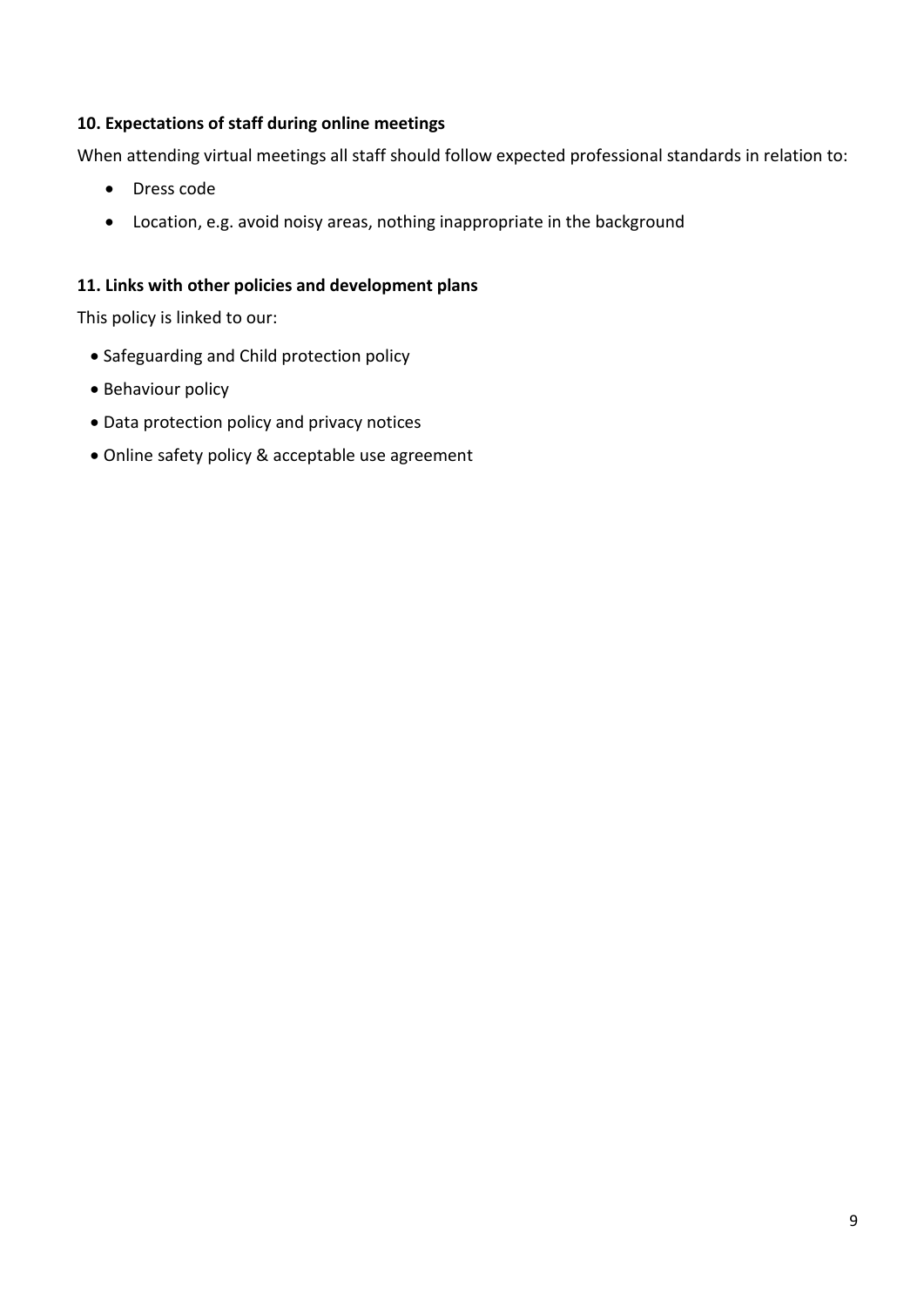### 10. Expectations of staff during online meetings

When attending virtual meetings all staff should follow expected professional standards in relation to:

- Dress code
- Location, e.g. avoid noisy areas, nothing inappropriate in the background

### 11. Links with other policies and development plans

This policy is linked to our:

- Safeguarding and Child protection policy
- Behaviour policy
- Data protection policy and privacy notices
- Online safety policy & acceptable use agreement